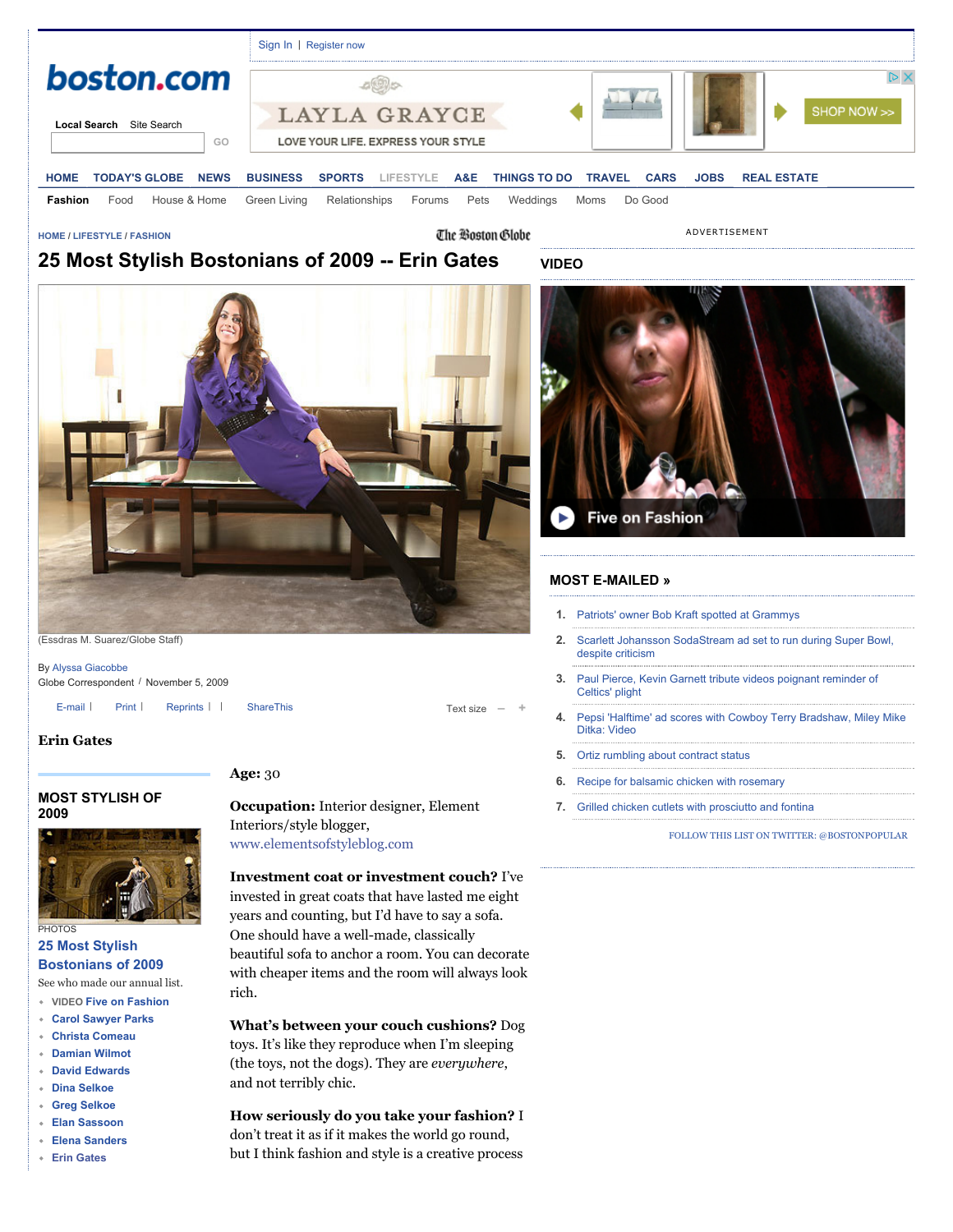HOME / LIFESTYLE / FASHION

# 25 Most Stylish Bostonians of 2009 -- Erin Gates

(Essdras M. Suarez/Globe Staff)

By Alyssa Giacobbe
Globe Correspondent / November 5, 2009

## Erin Gates

**Age:** 30

**Occupation:** Interior designer, Element Interiors/style blogger, www.elementsofstyleblog.com

**Investment coat or investment couch?** I've invested in great coats that have lasted me eight years and counting, but I'd have to say a sofa. One should have a well-made, classically beautiful sofa to anchor a room. You can decorate with cheaper items and the room will always look rich.

**What's between your couch cushions?** Dog toys. It's like they reproduce when I'm sleeping (the toys, not the dogs). They are *everywhere*, and not terribly chic.

**How seriously do you take your fashion?** I don't treat it as if it makes the world go round, but I think fashion and style is a creative process

### MOST STYLISH OF 2009

PHOTOS
**25 Most Stylish Bostonians of 2009**
See who made our annual list.

- VIDEO Five on Fashion
- Carol Sawyer Parks
- Christa Comeau
- Damian Wilmot
- David Edwards
- Dina Selkoe
- Greg Selkoe
- Elan Sasson
- Elena Sanders
- Erin Gates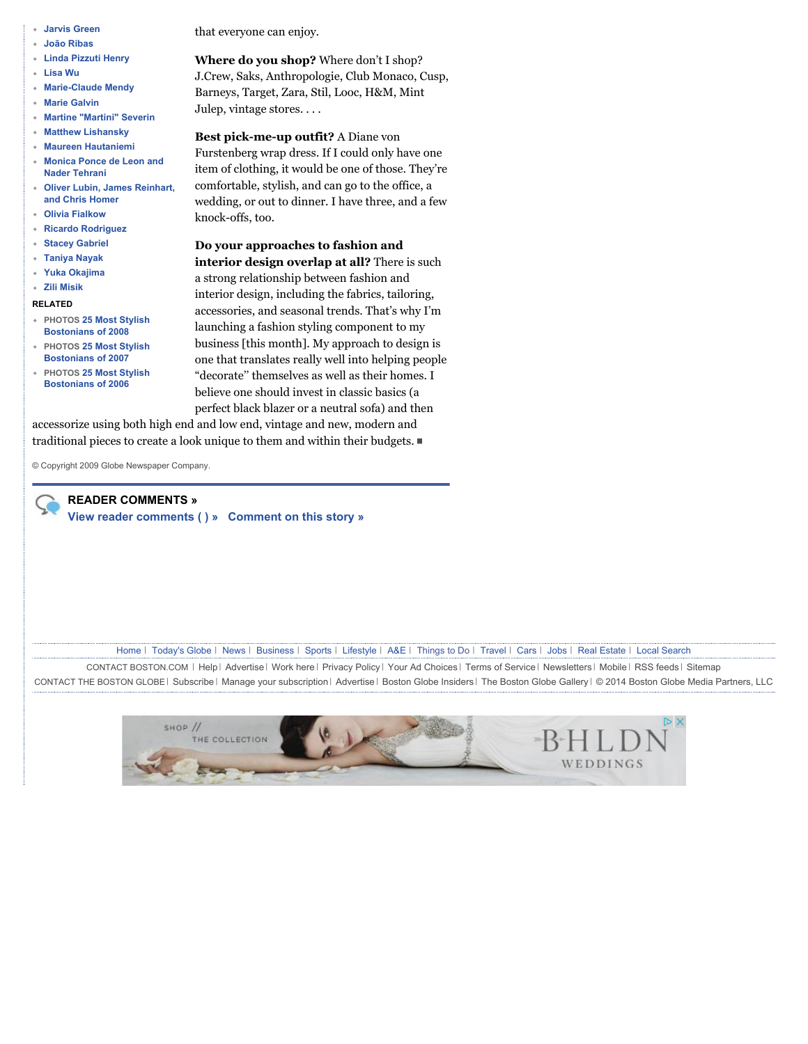- Jarvis Green
- João Ribas
- Linda Pizzuti Henry
- Lisa Wu
- Marie-Claude Mendy
- Marie Galvin
- Martine "Martini" Severin
- Matthew Lishansky
- Maureen Hautaniemi
- Monica Ponce de Leon and Nader Tehrani
- Oliver Lubin, James Reinhart, and Chris Homer
- Olivia Fialkow
- Ricardo Rodriguez
- Stacey Gabriel
- Taniya Nayak
- Yuka Okajima
- Zili Misik

RELATED

- PHOTOS 25 Most Stylish Bostonians of 2008
- PHOTOS 25 Most Stylish Bostonians of 2007
- PHOTOS 25 Most Stylish Bostonians of 2006

that everyone can enjoy.

**Where do you shop?** Where don't I shop? J.Crew, Saks, Anthropologie, Club Monaco, Cusp, Barneys, Target, Zara, Stil, Looc, H&M, Mint Julep, vintage stores. . . .

**Best pick-me-up outfit?** A Diane von Furstenberg wrap dress. If I could only have one item of clothing, it would be one of those. They're comfortable, stylish, and can go to the office, a wedding, or out to dinner. I have three, and a few knock-offs, too.

**Do your approaches to fashion and interior design overlap at all?** There is such a strong relationship between fashion and interior design, including the fabrics, tailoring, accessories, and seasonal trends. That's why I'm launching a fashion styling component to my business [this month]. My approach to design is one that translates really well into helping people "decorate" themselves as well as their homes. I believe one should invest in classic basics (a perfect black blazer or a neutral sofa) and then accessorize using both high end and low end, vintage and new, modern and traditional pieces to create a look unique to them and within their budgets. ■

© Copyright 2009 Globe Newspaper Company.

**READER COMMENTS »**

**View reader comments ( ) »** **Comment on this story »**

Home | Today's Globe | News | Business | Sports | Lifestyle | A&E | Things to Do | Travel | Cars | Jobs | Real Estate | Local Search

CONTACT BOSTON.COM | Help | Advertise | Work here | Privacy Policy | Your Ad Choices | Terms of Service | Newsletters | Mobile | RSS feeds | Sitemap

CONTACT THE BOSTON GLOBE | Subscribe | Manage your subscription | Advertise | Boston Globe Insiders | The Boston Globe Gallery | © 2014 Boston Globe Media Partners, LLC